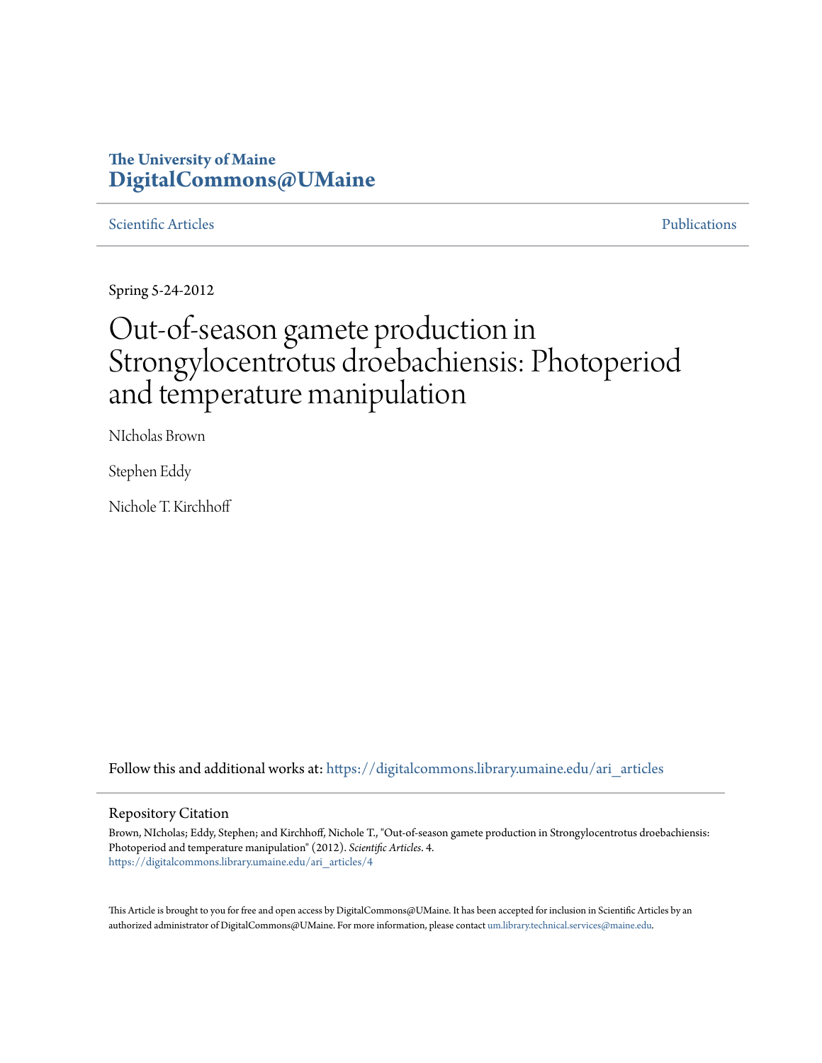**The University of Maine**
**DigitalCommons@UMaine**

Scientific Articles | Publications

Spring 5-24-2012

# Out-of-season gamete production in Strongylocentrotus droebachiensis: Photoperiod and temperature manipulation

NIcholas Brown

Stephen Eddy

Nichole T. Kirchhoff

Follow this and additional works at: https://digitalcommons.library.umaine.edu/ari_articles

### Repository Citation

Brown, NIcholas; Eddy, Stephen; and Kirchhoff, Nichole T., "Out-of-season gamete production in Strongylocentrotus droebachiensis: Photoperiod and temperature manipulation" (2012). *Scientific Articles*. 4.
https://digitalcommons.library.umaine.edu/ari_articles/4

This Article is brought to you for free and open access by DigitalCommons@UMaine. It has been accepted for inclusion in Scientific Articles by an authorized administrator of DigitalCommons@UMaine. For more information, please contact um.library.technical.services@maine.edu.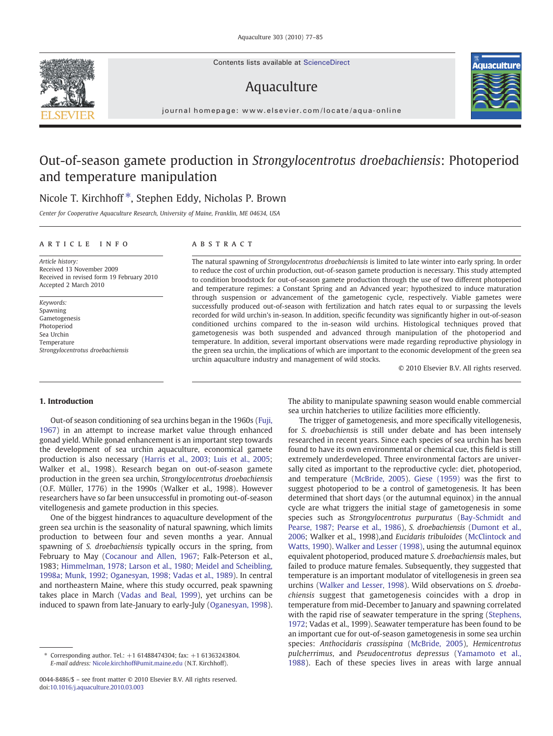# Out-of-season gamete production in *Strongylocentrotus droebachiensis*: Photoperiod and temperature manipulation

Nicole T. Kirchhoff *, Stephen Eddy, Nicholas P. Brown

*Center for Cooperative Aquaculture Research, University of Maine, Franklin, ME 04634, USA*

## ARTICLE INFO

*Article history:*
Received 13 November 2009
Received in revised form 19 February 2010
Accepted 2 March 2010

*Keywords:*
Spawning
Gametogenesis
Photoperiod
Sea Urchin
Temperature
*Strongylocentrotus droebachiensis*

## ABSTRACT

The natural spawning of *Strongylocentrotus droebachiensis* is limited to late winter into early spring. In order to reduce the cost of urchin production, out-of-season gamete production is necessary. This study attempted to condition broodstock for out-of-season gamete production through the use of two different photoperiod and temperature regimes: a Constant Spring and an Advanced year; hypothesized to induce maturation through suspension or advancement of the gametogenic cycle, respectively. Viable gametes were successfully produced out-of-season with fertilization and hatch rates equal to or surpassing the levels recorded for wild urchin's in-season. In addition, specific fecundity was significantly higher in out-of-season conditioned urchins compared to the in-season wild urchins. Histological techniques proved that gametogenesis was both suspended and advanced through manipulation of the photoperiod and temperature. In addition, several important observations were made regarding reproductive physiology in the green sea urchin, the implications of which are important to the economic development of the green sea urchin aquaculture industry and management of wild stocks.

© 2010 Elsevier B.V. All rights reserved.

## 1. Introduction

Out-of season conditioning of sea urchins began in the 1960s (Fuji, 1967) in an attempt to increase market value through enhanced gonad yield. While gonad enhancement is an important step towards the development of sea urchin aquaculture, economical gamete production is also necessary (Harris et al., 2003; Luis et al., 2005; Walker et al., 1998). Research began on out-of-season gamete production in the green sea urchin, *Strongylocentrotus droebachiensis* (O.F. Müller, 1776) in the 1990s (Walker et al., 1998). However researchers have so far been unsuccessful in promoting out-of-season vitellogenesis and gamete production in this species.

One of the biggest hindrances to aquaculture development of the green sea urchin is the seasonality of natural spawning, which limits production to between four and seven months a year. Annual spawning of *S. droebachiensis* typically occurs in the spring, from February to May (Cocanour and Allen, 1967; Falk-Peterson et al., 1983; Himmelman, 1978; Larson et al., 1980; Meidel and Scheibling, 1998a; Munk, 1992; Oganesyan, 1998; Vadas et al., 1989). In central and northeastern Maine, where this study occurred, peak spawning takes place in March (Vadas and Beal, 1999), yet urchins can be induced to spawn from late-January to early-July (Oganesyan, 1998). The ability to manipulate spawning season would enable commercial sea urchin hatcheries to utilize facilities more efficiently.

The trigger of gametogenesis, and more specifically vitellogenesis, for *S. droebachiensis* is still under debate and has been intensely researched in recent years. Since each species of sea urchin has been found to have its own environmental or chemical cue, this field is still extremely underdeveloped. Three environmental factors are universally cited as important to the reproductive cycle: diet, photoperiod, and temperature (McBride, 2005). Giese (1959) was the first to suggest photoperiod to be a control of gametogenesis. It has been determined that short days (or the autumnal equinox) in the annual cycle are what triggers the initial stage of gametogenesis in some species such as *Strongylocentrotus purpuratus* (Bay-Schmidt and Pearse, 1987; Pearse et al., 1986), *S. droebachiensis* (Dumont et al., 2006; Walker et al., 1998),and *Eucidaris tribuloides* (McClintock and Watts, 1990). Walker and Lesser (1998), using the autumnal equinox equivalent photoperiod, produced mature *S. droebachiensis* males, but failed to produce mature females. Subsequently, they suggested that temperature is an important modulator of vitellogenesis in green sea urchins (Walker and Lesser, 1998). Wild observations on *S. droebachiensis* suggest that gametogenesis coincides with a drop in temperature from mid-December to January and spawning correlated with the rapid rise of seawater temperature in the spring (Stephens, 1972; Vadas et al., 1999). Seawater temperature has been found to be an important cue for out-of-season gametogenesis in some sea urchin species: *Anthocidaris crassispina* (McBride, 2005), *Hemicentrotus pulcherrimus*, and *Pseudocentrotus depressus* (Yamamoto et al., 1988). Each of these species lives in areas with large annual

* Corresponding author. Tel.: +1 61488474304; fax: +1 61363243804.
*E-mail address:* Nicole.kirchhoff@umit.maine.edu (N.T. Kirchhoff).

0044-8486/$ – see front matter © 2010 Elsevier B.V. All rights reserved.
doi:10.1016/j.aquaculture.2010.03.003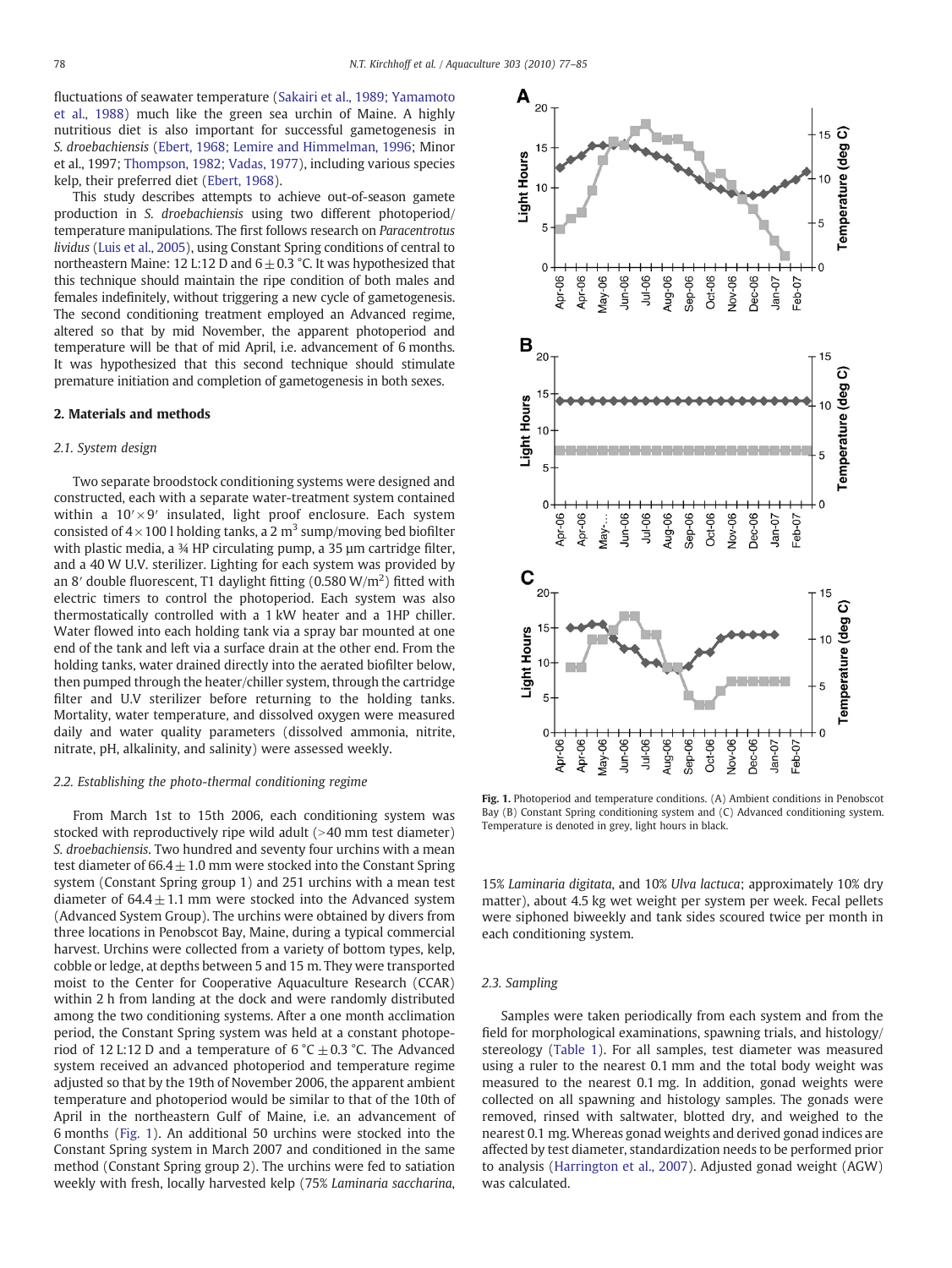fluctuations of seawater temperature (Sakairi et al., 1989; Yamamoto et al., 1988) much like the green sea urchin of Maine. A highly nutritious diet is also important for successful gametogenesis in *S. droebachiensis* (Ebert, 1968; Lemire and Himmelman, 1996; Minor et al., 1997; Thompson, 1982; Vadas, 1977), including various species kelp, their preferred diet (Ebert, 1968).

This study describes attempts to achieve out-of-season gamete production in *S. droebachiensis* using two different photoperiod/temperature manipulations. The first follows research on *Paracentrotus lividus* (Luis et al., 2005), using Constant Spring conditions of central to northeastern Maine: 12 L:12 D and 6 ± 0.3 °C. It was hypothesized that this technique should maintain the ripe condition of both males and females indefinitely, without triggering a new cycle of gametogenesis. The second conditioning treatment employed an Advanced regime, altered so that by mid November, the apparent photoperiod and temperature will be that of mid April, i.e. advancement of 6 months. It was hypothesized that this second technique should stimulate premature initiation and completion of gametogenesis in both sexes.

## 2. Materials and methods

### 2.1. System design

Two separate broodstock conditioning systems were designed and constructed, each with a separate water-treatment system contained within a 10′ × 9′ insulated, light proof enclosure. Each system consisted of 4 × 100 l holding tanks, a 2 $m^3$ sump/moving bed biofilter with plastic media, a ¾ HP circulating pump, a 35 µm cartridge filter, and a 40 W U.V. sterilizer. Lighting for each system was provided by an 8′ double fluorescent, T1 daylight fitting (0.580 W/$m^2$) fitted with electric timers to control the photoperiod. Each system was also thermostatically controlled with a 1 kW heater and a 1HP chiller. Water flowed into each holding tank via a spray bar mounted at one end of the tank and left via a surface drain at the other end. From the holding tanks, water drained directly into the aerated biofilter below, then pumped through the heater/chiller system, through the cartridge filter and U.V sterilizer before returning to the holding tanks. Mortality, water temperature, and dissolved oxygen were measured daily and water quality parameters (dissolved ammonia, nitrite, nitrate, pH, alkalinity, and salinity) were assessed weekly.

### 2.2. Establishing the photo-thermal conditioning regime

From March 1st to 15th 2006, each conditioning system was stocked with reproductively ripe wild adult (>40 mm test diameter) *S. droebachiensis*. Two hundred and seventy four urchins with a mean test diameter of 66.4 ± 1.0 mm were stocked into the Constant Spring system (Constant Spring group 1) and 251 urchins with a mean test diameter of 64.4 ± 1.1 mm were stocked into the Advanced system (Advanced System Group). The urchins were obtained by divers from three locations in Penobscot Bay, Maine, during a typical commercial harvest. Urchins were collected from a variety of bottom types, kelp, cobble or ledge, at depths between 5 and 15 m. They were transported moist to the Center for Cooperative Aquaculture Research (CCAR) within 2 h from landing at the dock and were randomly distributed among the two conditioning systems. After a one month acclimation period, the Constant Spring system was held at a constant photoperiod of 12 L:12 D and a temperature of 6 °C ± 0.3 °C. The Advanced system received an advanced photoperiod and temperature regime adjusted so that by the 19th of November 2006, the apparent ambient temperature and photoperiod would be similar to that of the 10th of April in the northeastern Gulf of Maine, i.e. an advancement of 6 months (Fig. 1). An additional 50 urchins were stocked into the Constant Spring system in March 2007 and conditioned in the same method (Constant Spring group 2). The urchins were fed to satiation weekly with fresh, locally harvested kelp (75% *Laminaria saccharina*, 15% *Laminaria digitata*, and 10% *Ulva lactuca*; approximately 10% dry matter), about 4.5 kg wet weight per system per week. Fecal pellets were siphoned biweekly and tank sides scoured twice per month in each conditioning system.

**Fig. 1.** Photoperiod and temperature conditions. (A) Ambient conditions in Penobscot Bay (B) Constant Spring conditioning system and (C) Advanced conditioning system. Temperature is denoted in grey, light hours in black.

### 2.3. Sampling

Samples were taken periodically from each system and from the field for morphological examinations, spawning trials, and histology/stereology (Table 1). For all samples, test diameter was measured using a ruler to the nearest 0.1 mm and the total body weight was measured to the nearest 0.1 mg. In addition, gonad weights were collected on all spawning and histology samples. The gonads were removed, rinsed with saltwater, blotted dry, and weighed to the nearest 0.1 mg. Whereas gonad weights and derived gonad indices are affected by test diameter, standardization needs to be performed prior to analysis (Harrington et al., 2007). Adjusted gonad weight (AGW) was calculated.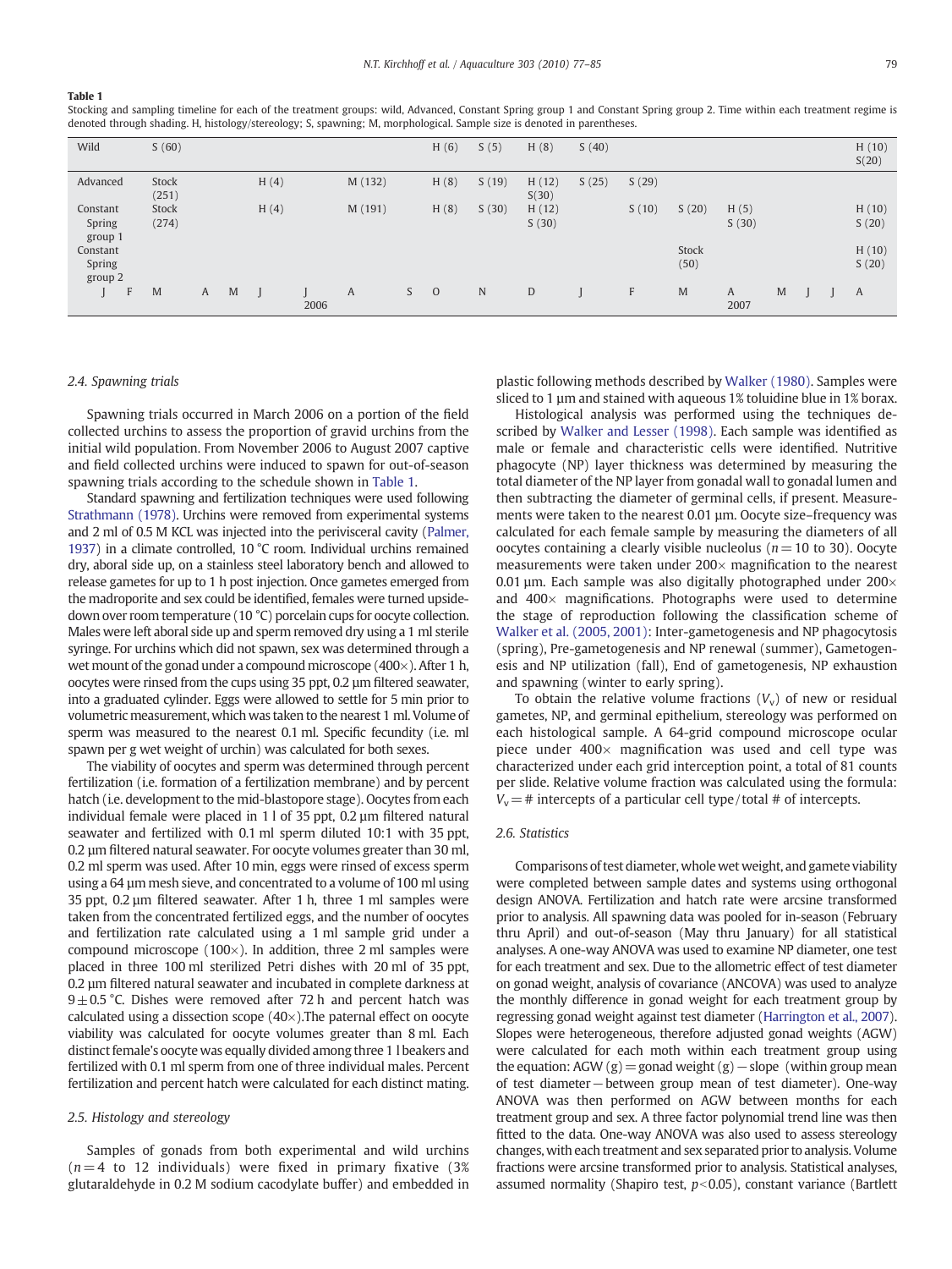**Table 1**
Stocking and sampling timeline for each of the treatment groups: wild, Advanced, Constant Spring group 1 and Constant Spring group 2. Time within each treatment regime is denoted through shading. H, histology/stereology; S, spawning; M, morphological. Sample size is denoted in parentheses.

| | J | F | M | A | M | J | J 2006 | A | S | O | N | D | J | F | M | A 2007 | M | J | J | A |
|---|---|---|---|---|---|---|---|---|---|---|---|---|---|---|---|---|---|---|---|---|
| Wild | | | S (60) | | | | | | | H (6) | S (5) | H (8) | S (40) | | | | | | | H (10) S(20) |
| Advanced | | | Stock (251) | | | H (4) | | M (132) | | H (8) | S (19) | H (12) S(30) | S (25) | S (29) | | | | | | |
| Constant Spring group 1 | | | Stock (274) | | | H (4) | | M (191) | | H (8) | S (30) | H (12) S (30) | | S (10) | S (20) | H (5) S (30) | | | | H (10) S (20) |
| Constant Spring group 2 | | | | | | | | | | | | | | | Stock (50) | | | | | H (10) S (20) |

### 2.4. Spawning trials

Spawning trials occurred in March 2006 on a portion of the field collected urchins to assess the proportion of gravid urchins from the initial wild population. From November 2006 to August 2007 captive and field collected urchins were induced to spawn for out-of-season spawning trials according to the schedule shown in Table 1.

Standard spawning and fertilization techniques were used following Strathmann (1978). Urchins were removed from experimental systems and 2 ml of 0.5 M KCL was injected into the perivisceral cavity (Palmer, 1937) in a climate controlled, 10 °C room. Individual urchins remained dry, aboral side up, on a stainless steel laboratory bench and allowed to release gametes for up to 1 h post injection. Once gametes emerged from the madroporite and sex could be identified, females were turned upside-down over room temperature (10 °C) porcelain cups for oocyte collection. Males were left aboral side up and sperm removed dry using a 1 ml sterile syringe. For urchins which did not spawn, sex was determined through a wet mount of the gonad under a compound microscope (400×). After 1 h, oocytes were rinsed from the cups using 35 ppt, 0.2 µm filtered seawater, into a graduated cylinder. Eggs were allowed to settle for 5 min prior to volumetric measurement, which was taken to the nearest 1 ml. Volume of sperm was measured to the nearest 0.1 ml. Specific fecundity (i.e. ml spawn per g wet weight of urchin) was calculated for both sexes.

The viability of oocytes and sperm was determined through percent fertilization (i.e. formation of a fertilization membrane) and by percent hatch (i.e. development to the mid-blastopore stage). Oocytes from each individual female were placed in 1 l of 35 ppt, 0.2 µm filtered natural seawater and fertilized with 0.1 ml sperm diluted 10:1 with 35 ppt, 0.2 µm filtered natural seawater. For oocyte volumes greater than 30 ml, 0.2 ml sperm was used. After 10 min, eggs were rinsed of excess sperm using a 64 µm mesh sieve, and concentrated to a volume of 100 ml using 35 ppt, 0.2 µm filtered seawater. After 1 h, three 1 ml samples were taken from the concentrated fertilized eggs, and the number of oocytes and fertilization rate calculated using a 1 ml sample grid under a compound microscope (100×). In addition, three 2 ml samples were placed in three 100 ml sterilized Petri dishes with 20 ml of 35 ppt, 0.2 µm filtered natural seawater and incubated in complete darkness at 9 ± 0.5 °C. Dishes were removed after 72 h and percent hatch was calculated using a dissection scope (40×). The paternal effect on oocyte viability was calculated for oocyte volumes greater than 8 ml. Each distinct female's oocyte was equally divided among three 1 l beakers and fertilized with 0.1 ml sperm from one of three individual males. Percent fertilization and percent hatch were calculated for each distinct mating.

### 2.5. Histology and stereology

Samples of gonads from both experimental and wild urchins ($n = 4$ to 12 individuals) were fixed in primary fixative (3% glutaraldehyde in 0.2 M sodium cacodylate buffer) and embedded in plastic following methods described by Walker (1980). Samples were sliced to 1 µm and stained with aqueous 1% toluidine blue in 1% borax.

Histological analysis was performed using the techniques described by Walker and Lesser (1998). Each sample was identified as male or female and characteristic cells were identified. Nutritive phagocyte (NP) layer thickness was determined by measuring the total diameter of the NP layer from gonadal wall to gonadal lumen and then subtracting the diameter of germinal cells, if present. Measurements were taken to the nearest 0.01 µm. Oocyte size–frequency was calculated for each female sample by measuring the diameters of all oocytes containing a clearly visible nucleolus ($n = 10$ to 30). Oocyte measurements were taken under 200× magnification to the nearest 0.01 µm. Each sample was also digitally photographed under 200× and 400× magnifications. Photographs were used to determine the stage of reproduction following the classification scheme of Walker et al. (2005, 2001): Inter-gametogenesis and NP phagocytosis (spring), Pre-gametogenesis and NP renewal (summer), Gametogenesis and NP utilization (fall), End of gametogenesis, NP exhaustion and spawning (winter to early spring).

To obtain the relative volume fractions ($V_v$) of new or residual gametes, NP, and germinal epithelium, stereology was performed on each histological sample. A 64-grid compound microscope ocular piece under 400× magnification was used and cell type was characterized under each grid interception point, a total of 81 counts per slide. Relative volume fraction was calculated using the formula: $V_v$ = # intercepts of a particular cell type / total # of intercepts.

### 2.6. Statistics

Comparisons of test diameter, whole wet weight, and gamete viability were completed between sample dates and systems using orthogonal design ANOVA. Fertilization and hatch rate were arcsine transformed prior to analysis. All spawning data was pooled for in-season (February thru April) and out-of-season (May thru January) for all statistical analyses. A one-way ANOVA was used to examine NP diameter, one test for each treatment and sex. Due to the allometric effect of test diameter on gonad weight, analysis of covariance (ANCOVA) was used to analyze the monthly difference in gonad weight for each treatment group by regressing gonad weight against test diameter (Harrington et al., 2007). Slopes were heterogeneous, therefore adjusted gonad weights (AGW) were calculated for each month within each treatment group using the equation: AGW (g) = gonad weight (g) − slope (within group mean of test diameter − between group mean of test diameter). One-way ANOVA was then performed on AGW between months for each treatment group and sex. A three factor polynomial trend line was then fitted to the data. One-way ANOVA was also used to assess stereology changes, with each treatment and sex separated prior to analysis. Volume fractions were arcsine transformed prior to analysis. Statistical analyses, assumed normality (Shapiro test, $p < 0.05$), constant variance (Bartlett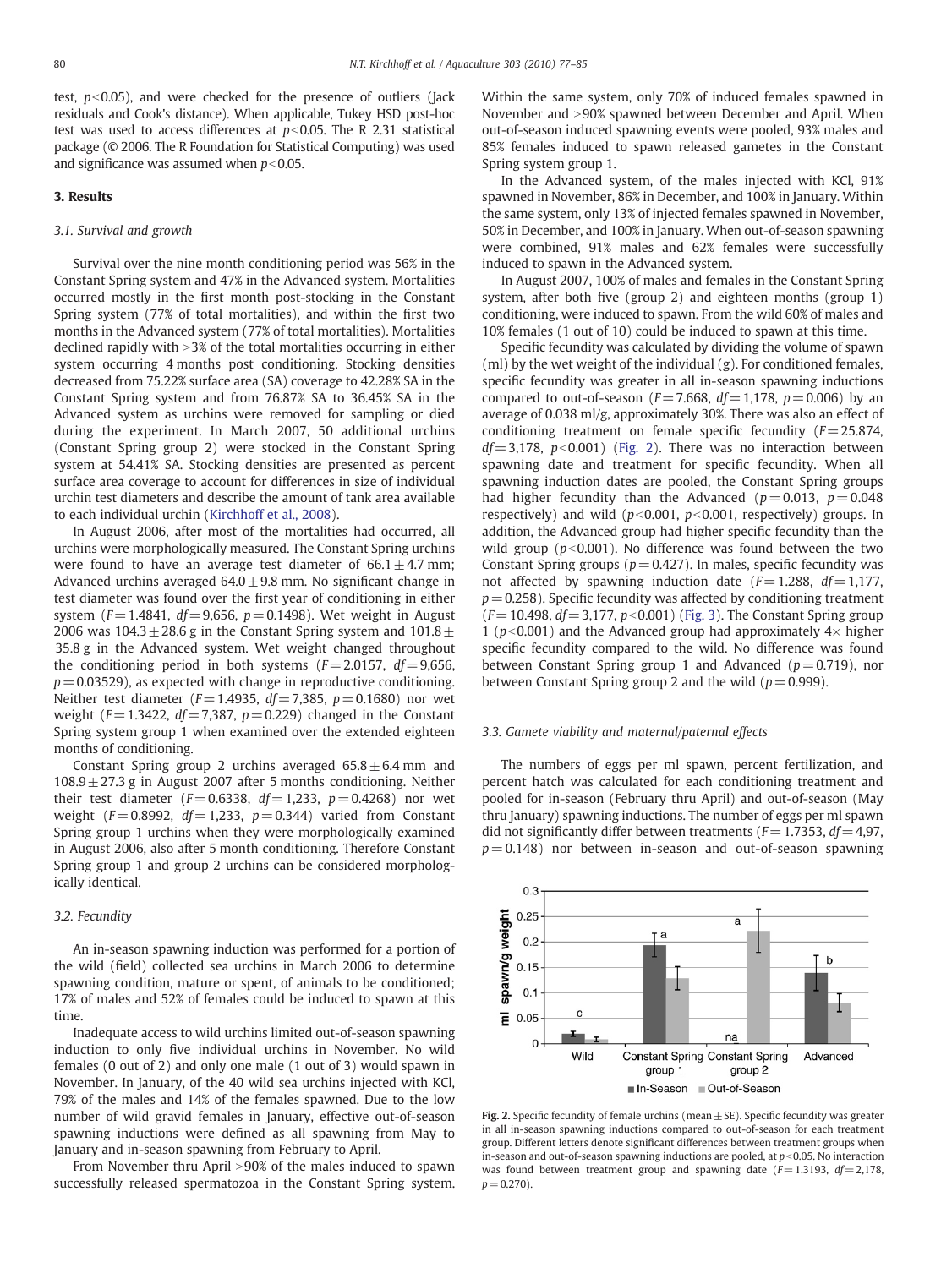test, $p<0.05$), and were checked for the presence of outliers (Jack residuals and Cook's distance). When applicable, Tukey HSD post-hoc test was used to access differences at $p<0.05$. The R 2.31 statistical package (© 2006. The R Foundation for Statistical Computing) was used and significance was assumed when $p<0.05$.

## 3. Results

### 3.1. Survival and growth

Survival over the nine month conditioning period was 56% in the Constant Spring system and 47% in the Advanced system. Mortalities occurred mostly in the first month post-stocking in the Constant Spring system (77% of total mortalities), and within the first two months in the Advanced system (77% of total mortalities). Mortalities declined rapidly with >3% of the total mortalities occurring in either system occurring 4 months post conditioning. Stocking densities decreased from 75.22% surface area (SA) coverage to 42.28% SA in the Constant Spring system and from 76.87% SA to 36.45% SA in the Advanced system as urchins were removed for sampling or died during the experiment. In March 2007, 50 additional urchins (Constant Spring group 2) were stocked in the Constant Spring system at 54.41% SA. Stocking densities are presented as percent surface area coverage to account for differences in size of individual urchin test diameters and describe the amount of tank area available to each individual urchin (Kirchhoff et al., 2008).

In August 2006, after most of the mortalities had occurred, all urchins were morphologically measured. The Constant Spring urchins were found to have an average test diameter of $66.1 \pm 4.7$ mm; Advanced urchins averaged $64.0 \pm 9.8$ mm. No significant change in test diameter was found over the first year of conditioning in either system ($F=1.4841$, $df=9{,}656$, $p=0.1498$). Wet weight in August 2006 was $104.3 \pm 28.6$ g in the Constant Spring system and $101.8 \pm 35.8$ g in the Advanced system. Wet weight changed throughout the conditioning period in both systems ($F=2.0157$, $df=9{,}656$, $p=0.03529$), as expected with change in reproductive conditioning. Neither test diameter ($F=1.4935$, $df=7{,}385$, $p=0.1680$) nor wet weight ($F=1.3422$, $df=7{,}387$, $p=0.229$) changed in the Constant Spring system group 1 when examined over the extended eighteen months of conditioning.

Constant Spring group 2 urchins averaged $65.8 \pm 6.4$ mm and $108.9 \pm 27.3$ g in August 2007 after 5 months conditioning. Neither their test diameter ($F=0.6338$, $df=1{,}233$, $p=0.4268$) nor wet weight ($F=0.8992$, $df=1{,}233$, $p=0.344$) varied from Constant Spring group 1 urchins when they were morphologically examined in August 2006, also after 5 month conditioning. Therefore Constant Spring group 1 and group 2 urchins can be considered morphologically identical.

### 3.2. Fecundity

An in-season spawning induction was performed for a portion of the wild (field) collected sea urchins in March 2006 to determine spawning condition, mature or spent, of animals to be conditioned; 17% of males and 52% of females could be induced to spawn at this time.

Inadequate access to wild urchins limited out-of-season spawning induction to only five individual urchins in November. No wild females (0 out of 2) and only one male (1 out of 3) would spawn in November. In January, of the 40 wild sea urchins injected with KCl, 79% of the males and 14% of the females spawned. Due to the low number of wild gravid females in January, effective out-of-season spawning inductions were defined as all spawning from May to January and in-season spawning from February to April.

From November thru April >90% of the males induced to spawn successfully released spermatozoa in the Constant Spring system. Within the same system, only 70% of induced females spawned in November and >90% spawned between December and April. When out-of-season induced spawning events were pooled, 93% males and 85% females induced to spawn released gametes in the Constant Spring system group 1.

In the Advanced system, of the males injected with KCl, 91% spawned in November, 86% in December, and 100% in January. Within the same system, only 13% of injected females spawned in November, 50% in December, and 100% in January. When out-of-season spawning were combined, 91% males and 62% females were successfully induced to spawn in the Advanced system.

In August 2007, 100% of males and females in the Constant Spring system, after both five (group 2) and eighteen months (group 1) conditioning, were induced to spawn. From the wild 60% of males and 10% females (1 out of 10) could be induced to spawn at this time.

Specific fecundity was calculated by dividing the volume of spawn (ml) by the wet weight of the individual (g). For conditioned females, specific fecundity was greater in all in-season spawning inductions compared to out-of-season ($F=7.668$, $df=1{,}178$, $p=0.006$) by an average of 0.038 ml/g, approximately 30%. There was also an effect of conditioning treatment on female specific fecundity ($F=25.874$, $df=3{,}178$, $p<0.001$) (Fig. 2). There was no interaction between spawning date and treatment for specific fecundity. When all spawning induction dates are pooled, the Constant Spring groups had higher fecundity than the Advanced ($p=0.013$, $p=0.048$ respectively) and wild ($p<0.001$, $p<0.001$, respectively) groups. In addition, the Advanced group had higher specific fecundity than the wild group ($p<0.001$). No difference was found between the two Constant Spring groups ($p=0.427$). In males, specific fecundity was not affected by spawning induction date ($F=1.288$, $df=1{,}177$, $p=0.258$). Specific fecundity was affected by conditioning treatment ($F=10.498$, $df=3{,}177$, $p<0.001$) (Fig. 3). The Constant Spring group 1 ($p<0.001$) and the Advanced group had approximately 4× higher specific fecundity compared to the wild. No difference was found between Constant Spring group 1 and Advanced ($p=0.719$), nor between Constant Spring group 2 and the wild ($p=0.999$).

### 3.3. Gamete viability and maternal/paternal effects

The numbers of eggs per ml spawn, percent fertilization, and percent hatch was calculated for each conditioning treatment and pooled for in-season (February thru April) and out-of-season (May thru January) spawning inductions. The number of eggs per ml spawn did not significantly differ between treatments ($F=1.7353$, $df=4{,}97$, $p=0.148$) nor between in-season and out-of-season spawning

**Fig. 2.** Specific fecundity of female urchins (mean ± SE). Specific fecundity was greater in all in-season spawning inductions compared to out-of-season for each treatment group. Different letters denote significant differences between treatment groups when in-season and out-of-season spawning inductions are pooled, at $p<0.05$. No interaction was found between treatment group and spawning date ($F=1.3193$, $df=2{,}178$, $p=0.270$).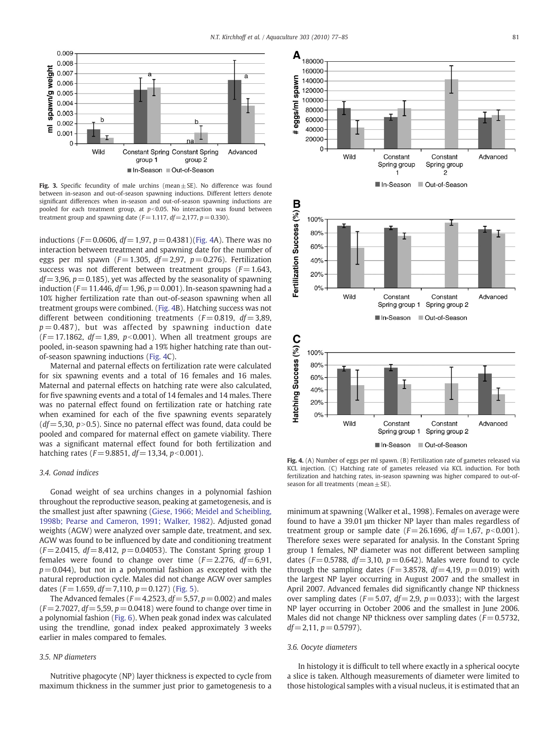**Fig. 3.** Specific fecundity of male urchins (mean ± SE). No difference was found between in-season and out-of-season spawning inductions. Different letters denote significant differences when in-season and out-of-season spawning inductions are pooled for each treatment group, at $p<0.05$. No interaction was found between treatment and spawning date ($F=1.117$, $df=2{,}177$, $p=0.330$).

inductions ($F=0.0606$, $df=1{,}97$, $p=0.4381$)(Fig. 4A). There was no interaction between treatment and spawning date for the number of eggs per ml spawn ($F=1.305$, $df=2{,}97$, $p=0.276$). Fertilization success was not different between treatment groups ($F=1.643$, $df=3{,}96$, $p=0.185$), yet was affected by the seasonality of spawning induction ($F=11.446$, $df=1{,}96$, $p=0.001$). In-season spawning had a 10% higher fertilization rate than out-of-season spawning when all treatment groups were combined. (Fig. 4B). Hatching success was not different between conditioning treatments ($F=0.819$, $df=3{,}89$, $p=0.487$), but was affected by spawning induction date ($F=17.1862$, $df=1{,}89$, $p<0.001$). When all treatment groups are pooled, in-season spawning had a 19% higher hatching rate than out-of-season spawning inductions (Fig. 4C).

Maternal and paternal effects on fertilization rate were calculated for six spawning events and a total of 16 females and 16 males. Maternal and paternal effects on hatching rate were also calculated, for five spawning events and a total of 14 females and 14 males. There was no paternal effect found on fertilization rate or hatching rate when examined for each of the five spawning events separately ($df=5{,}30$, $p>0.5$). Since no paternal effect was found, data could be pooled and compared for maternal effect on gamete viability. There was a significant maternal effect found for both fertilization and hatching rates ($F=9.8851$, $df=13{,}34$, $p<0.001$).

### 3.4. Gonad indices

Gonad weight of sea urchins changes in a polynomial fashion throughout the reproductive season, peaking at gametogenesis, and is the smallest just after spawning (Giese, 1966; Meidel and Scheibling, 1998b; Pearse and Cameron, 1991; Walker, 1982). Adjusted gonad weights (AGW) were analyzed over sample date, treatment, and sex. AGW was found to be influenced by date and conditioning treatment ($F=2.0415$, $df=8{,}412$, $p=0.04053$). The Constant Spring group 1 females were found to change over time ($F=2.276$, $df=6{,}91$, $p=0.044$), but not in a polynomial fashion as excepted with the natural reproduction cycle. Males did not change AGW over samples dates ($F=1.659$, $df=7{,}110$, $p=0.127$) (Fig. 5).

The Advanced females ($F=4.2523$, $df=5{,}57$, $p=0.002$) and males ($F=2.7027$, $df=5{,}59$, $p=0.0418$) were found to change over time in a polynomial fashion (Fig. 6). When peak gonad index was calculated using the trendline, gonad index peaked approximately 3 weeks earlier in males compared to females.

### 3.5. NP diameters

Nutritive phagocyte (NP) layer thickness is expected to cycle from maximum thickness in the summer just prior to gametogenesis to a minimum at spawning (Walker et al., 1998). Females on average were found to have a 39.01 µm thicker NP layer than males regardless of treatment group or sample date ($F=26.1696$, $df=1{,}67$, $p<0.001$). Therefore sexes were separated for analysis. In the Constant Spring group 1 females, NP diameter was not different between sampling dates ($F=0.5788$, $df=3{,}10$, $p=0.642$). Males were found to cycle through the sampling dates ($F=3.8578$, $df=4{,}19$, $p=0.019$) with the largest NP layer occurring in August 2007 and the smallest in April 2007. Advanced females did significantly change NP thickness over sampling dates ($F=5.07$, $df=2{,}9$, $p=0.033$); with the largest NP layer occurring in October 2006 and the smallest in June 2006. Males did not change NP thickness over sampling dates ($F=0.5732$, $df=2{,}11$, $p=0.5797$).

**Fig. 4.** (A) Number of eggs per ml spawn. (B) Fertilization rate of gametes released via KCL injection. (C) Hatching rate of gametes released via KCL induction. For both fertilization and hatching rates, in-season spawning was higher compared to out-of-season for all treatments (mean ± SE).

### 3.6. Oocyte diameters

In histology it is difficult to tell where exactly in a spherical oocyte a slice is taken. Although measurements of diameter were limited to those histological samples with a visual nucleus, it is estimated that an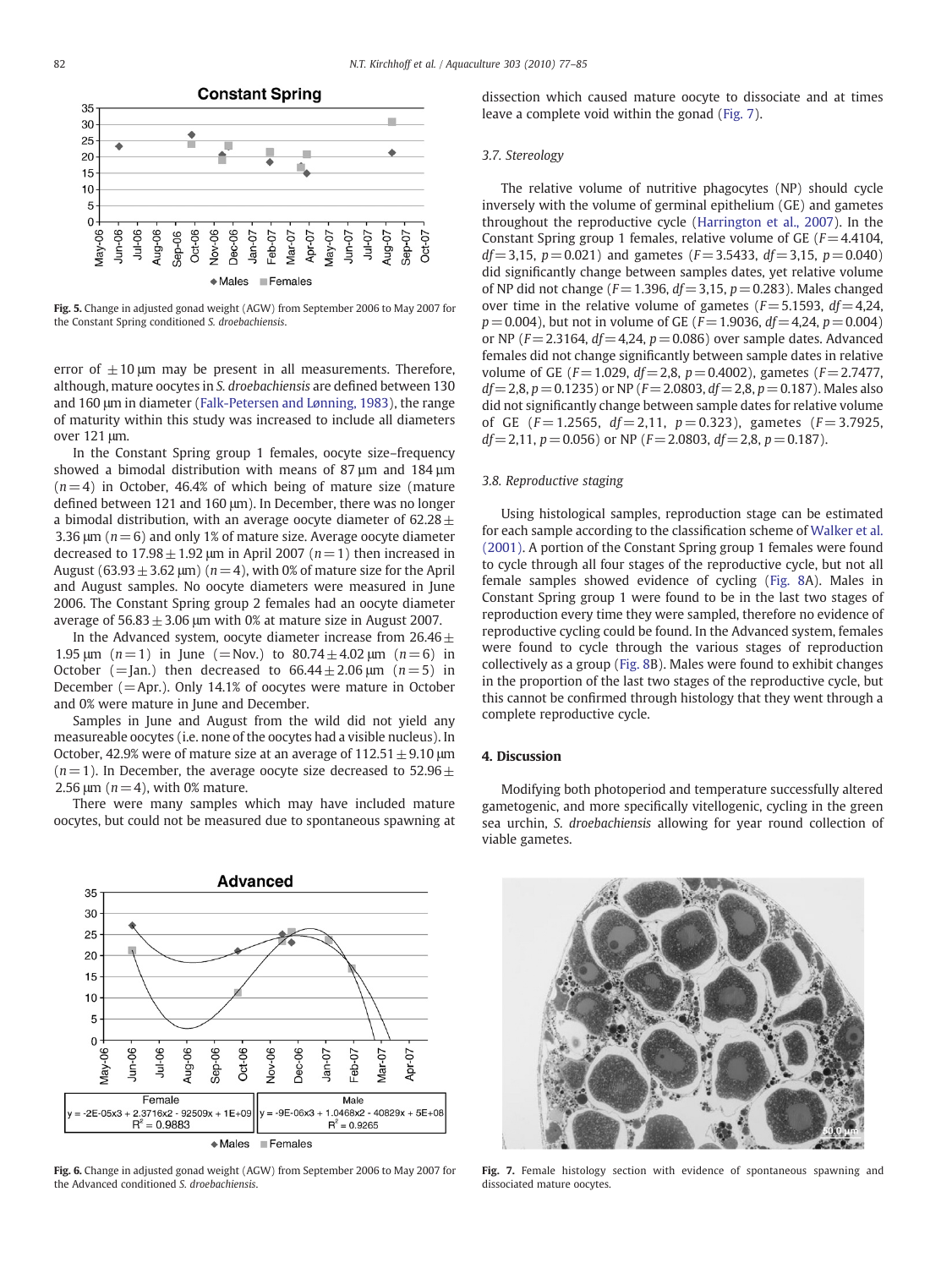Fig. 5. Change in adjusted gonad weight (AGW) from September 2006 to May 2007 for the Constant Spring conditioned *S. droebachiensis*.

error of ±10 µm may be present in all measurements. Therefore, although, mature oocytes in *S. droebachiensis* are defined between 130 and 160 µm in diameter (Falk-Petersen and Lønning, 1983), the range of maturity within this study was increased to include all diameters over 121 µm.

In the Constant Spring group 1 females, oocyte size–frequency showed a bimodal distribution with means of 87 µm and 184 µm ($n = 4$) in October, 46.4% of which being of mature size (mature defined between 121 and 160 µm). In December, there was no longer a bimodal distribution, with an average oocyte diameter of 62.28 ± 3.36 µm ($n = 6$) and only 1% of mature size. Average oocyte diameter decreased to 17.98 ± 1.92 µm in April 2007 ($n = 1$) then increased in August (63.93 ± 3.62 µm) ($n = 4$), with 0% of mature size for the April and August samples. No oocyte diameters were measured in June 2006. The Constant Spring group 2 females had an oocyte diameter average of 56.83 ± 3.06 µm with 0% at mature size in August 2007.

In the Advanced system, oocyte diameter increase from 26.46 ± 1.95 µm ($n = 1$) in June (= Nov.) to 80.74 ± 4.02 µm ($n = 6$) in October (= Jan.) then decreased to 66.44 ± 2.06 µm ($n = 5$) in December (= Apr.). Only 14.1% of oocytes were mature in October and 0% were mature in June and December.

Samples in June and August from the wild did not yield any measureable oocytes (i.e. none of the oocytes had a visible nucleus). In October, 42.9% were of mature size at an average of 112.51 ± 9.10 µm ($n = 1$). In December, the average oocyte size decreased to 52.96 ± 2.56 µm ($n = 4$), with 0% mature.

There were many samples which may have included mature oocytes, but could not be measured due to spontaneous spawning at dissection which caused mature oocyte to dissociate and at times leave a complete void within the gonad (Fig. 7).

### 3.7. Stereology

The relative volume of nutritive phagocytes (NP) should cycle inversely with the volume of germinal epithelium (GE) and gametes throughout the reproductive cycle (Harrington et al., 2007). In the Constant Spring group 1 females, relative volume of GE ($F = 4.4104$, $df = 3{,}15$, $p = 0.021$) and gametes ($F = 3.5433$, $df = 3{,}15$, $p = 0.040$) did significantly change between samples dates, yet relative volume of NP did not change ($F = 1.396$, $df = 3{,}15$, $p = 0.283$). Males changed over time in the relative volume of gametes ($F = 5.1593$, $df = 4{,}24$, $p = 0.004$), but not in volume of GE ($F = 1.9036$, $df = 4{,}24$, $p = 0.004$) or NP ($F = 2.3164$, $df = 4{,}24$, $p = 0.086$) over sample dates. Advanced females did not change significantly between sample dates in relative volume of GE ($F = 1.029$, $df = 2{,}8$, $p = 0.4002$), gametes ($F = 2.7477$, $df = 2{,}8$, $p = 0.1235$) or NP ($F = 2.0803$, $df = 2{,}8$, $p = 0.187$). Males also did not significantly change between sample dates for relative volume of GE ($F = 1.2565$, $df = 2{,}11$, $p = 0.323$), gametes ($F = 3.7925$, $df = 2{,}11$, $p = 0.056$) or NP ($F = 2.0803$, $df = 2{,}8$, $p = 0.187$).

### 3.8. Reproductive staging

Using histological samples, reproduction stage can be estimated for each sample according to the classification scheme of Walker et al. (2001). A portion of the Constant Spring group 1 females were found to cycle through all four stages of the reproductive cycle, but not all female samples showed evidence of cycling (Fig. 8A). Males in Constant Spring group 1 were found to be in the last two stages of reproduction every time they were sampled, therefore no evidence of reproductive cycling could be found. In the Advanced system, females were found to cycle through the various stages of reproduction collectively as a group (Fig. 8B). Males were found to exhibit changes in the proportion of the last two stages of the reproductive cycle, but this cannot be confirmed through histology that they went through a complete reproductive cycle.

## 4. Discussion

Modifying both photoperiod and temperature successfully altered gametogenic, and more specifically vitellogenic, cycling in the green sea urchin, *S. droebachiensis* allowing for year round collection of viable gametes.

Fig. 6. Change in adjusted gonad weight (AGW) from September 2006 to May 2007 for the Advanced conditioned *S. droebachiensis*.

Fig. 7. Female histology section with evidence of spontaneous spawning and dissociated mature oocytes.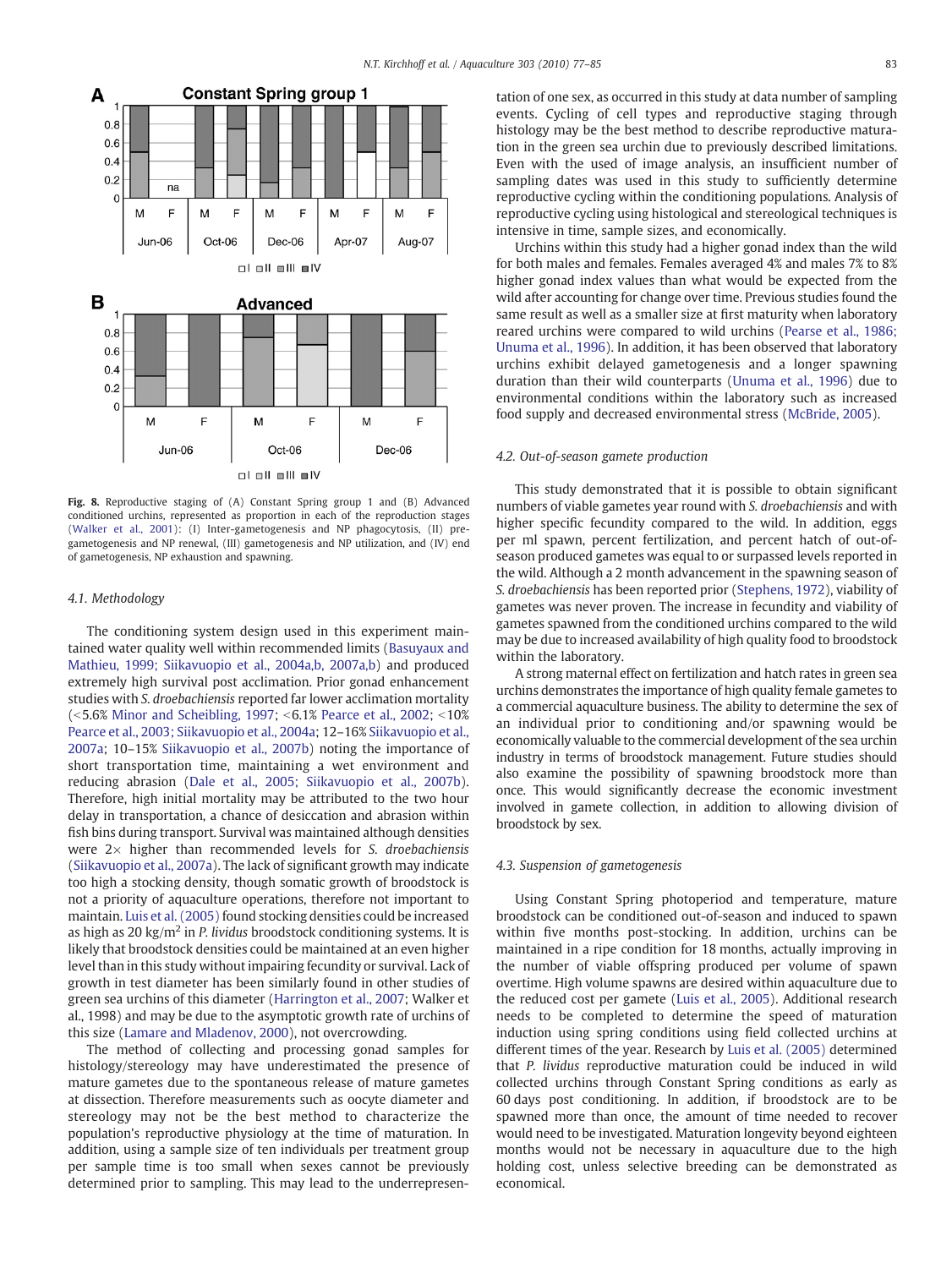Fig. 8. Reproductive staging of (A) Constant Spring group 1 and (B) Advanced conditioned urchins, represented as proportion in each of the reproduction stages (Walker et al., 2001): (I) Inter-gametogenesis and NP phagocytosis, (II) pre-gametogenesis and NP renewal, (III) gametogenesis and NP utilization, and (IV) end of gametogenesis, NP exhaustion and spawning.

### 4.1. Methodology

The conditioning system design used in this experiment maintained water quality well within recommended limits (Basuyaux and Mathieu, 1999; Siikavuopio et al., 2004a,b, 2007a,b) and produced extremely high survival post acclimation. Prior gonad enhancement studies with *S. droebachiensis* reported far lower acclimation mortality (<5.6% Minor and Scheibling, 1997; <6.1% Pearce et al., 2002; <10% Pearce et al., 2003; Siikavuopio et al., 2004a; 12–16% Siikavuopio et al., 2007a; 10–15% Siikavuopio et al., 2007b) noting the importance of short transportation time, maintaining a wet environment and reducing abrasion (Dale et al., 2005; Siikavuopio et al., 2007b). Therefore, high initial mortality may be attributed to the two hour delay in transportation, a chance of desiccation and abrasion within fish bins during transport. Survival was maintained although densities were 2× higher than recommended levels for *S. droebachiensis* (Siikavuopio et al., 2007a). The lack of significant growth may indicate too high a stocking density, though somatic growth of broodstock is not a priority of aquaculture operations, therefore not important to maintain. Luis et al. (2005) found stocking densities could be increased as high as 20 kg/m$^2$ in *P. lividus* broodstock conditioning systems. It is likely that broodstock densities could be maintained at an even higher level than in this study without impairing fecundity or survival. Lack of growth in test diameter has been similarly found in other studies of green sea urchins of this diameter (Harrington et al., 2007; Walker et al., 1998) and may be due to the asymptotic growth rate of urchins of this size (Lamare and Mladenov, 2000), not overcrowding.

The method of collecting and processing gonad samples for histology/stereology may have underestimated the presence of mature gametes due to the spontaneous release of mature gametes at dissection. Therefore measurements such as oocyte diameter and stereology may not be the best method to characterize the population's reproductive physiology at the time of maturation. In addition, using a sample size of ten individuals per treatment group per sample time is too small when sexes cannot be previously determined prior to sampling. This may lead to the underrepresentation of one sex, as occurred in this study at data number of sampling events. Cycling of cell types and reproductive staging through histology may be the best method to describe reproductive maturation in the green sea urchin due to previously described limitations. Even with the used of image analysis, an insufficient number of sampling dates was used in this study to sufficiently determine reproductive cycling within the conditioning populations. Analysis of reproductive cycling using histological and stereological techniques is intensive in time, sample sizes, and economically.

Urchins within this study had a higher gonad index than the wild for both males and females. Females averaged 4% and males 7% to 8% higher gonad index values than what would be expected from the wild after accounting for change over time. Previous studies found the same result as well as a smaller size at first maturity when laboratory reared urchins were compared to wild urchins (Pearse et al., 1986; Unuma et al., 1996). In addition, it has been observed that laboratory urchins exhibit delayed gametogenesis and a longer spawning duration than their wild counterparts (Unuma et al., 1996) due to environmental conditions within the laboratory such as increased food supply and decreased environmental stress (McBride, 2005).

### 4.2. Out-of-season gamete production

This study demonstrated that it is possible to obtain significant numbers of viable gametes year round with *S. droebachiensis* and with higher specific fecundity compared to the wild. In addition, eggs per ml spawn, percent fertilization, and percent hatch of out-of-season produced gametes was equal to or surpassed levels reported in the wild. Although a 2 month advancement in the spawning season of *S. droebachiensis* has been reported prior (Stephens, 1972), viability of gametes was never proven. The increase in fecundity and viability of gametes spawned from the conditioned urchins compared to the wild may be due to increased availability of high quality food to broodstock within the laboratory.

A strong maternal effect on fertilization and hatch rates in green sea urchins demonstrates the importance of high quality female gametes to a commercial aquaculture business. The ability to determine the sex of an individual prior to conditioning and/or spawning would be economically valuable to the commercial development of the sea urchin industry in terms of broodstock management. Future studies should also examine the possibility of spawning broodstock more than once. This would significantly decrease the economic investment involved in gamete collection, in addition to allowing division of broodstock by sex.

### 4.3. Suspension of gametogenesis

Using Constant Spring photoperiod and temperature, mature broodstock can be conditioned out-of-season and induced to spawn within five months post-stocking. In addition, urchins can be maintained in a ripe condition for 18 months, actually improving in the number of viable offspring produced per volume of spawn overtime. High volume spawns are desired within aquaculture due to the reduced cost per gamete (Luis et al., 2005). Additional research needs to be completed to determine the speed of maturation induction using spring conditions using field collected urchins at different times of the year. Research by Luis et al. (2005) determined that *P. lividus* reproductive maturation could be induced in wild collected urchins through Constant Spring conditions as early as 60 days post conditioning. In addition, if broodstock are to be spawned more than once, the amount of time needed to recover would need to be investigated. Maturation longevity beyond eighteen months would not be necessary in aquaculture due to the high holding cost, unless selective breeding can be demonstrated as economical.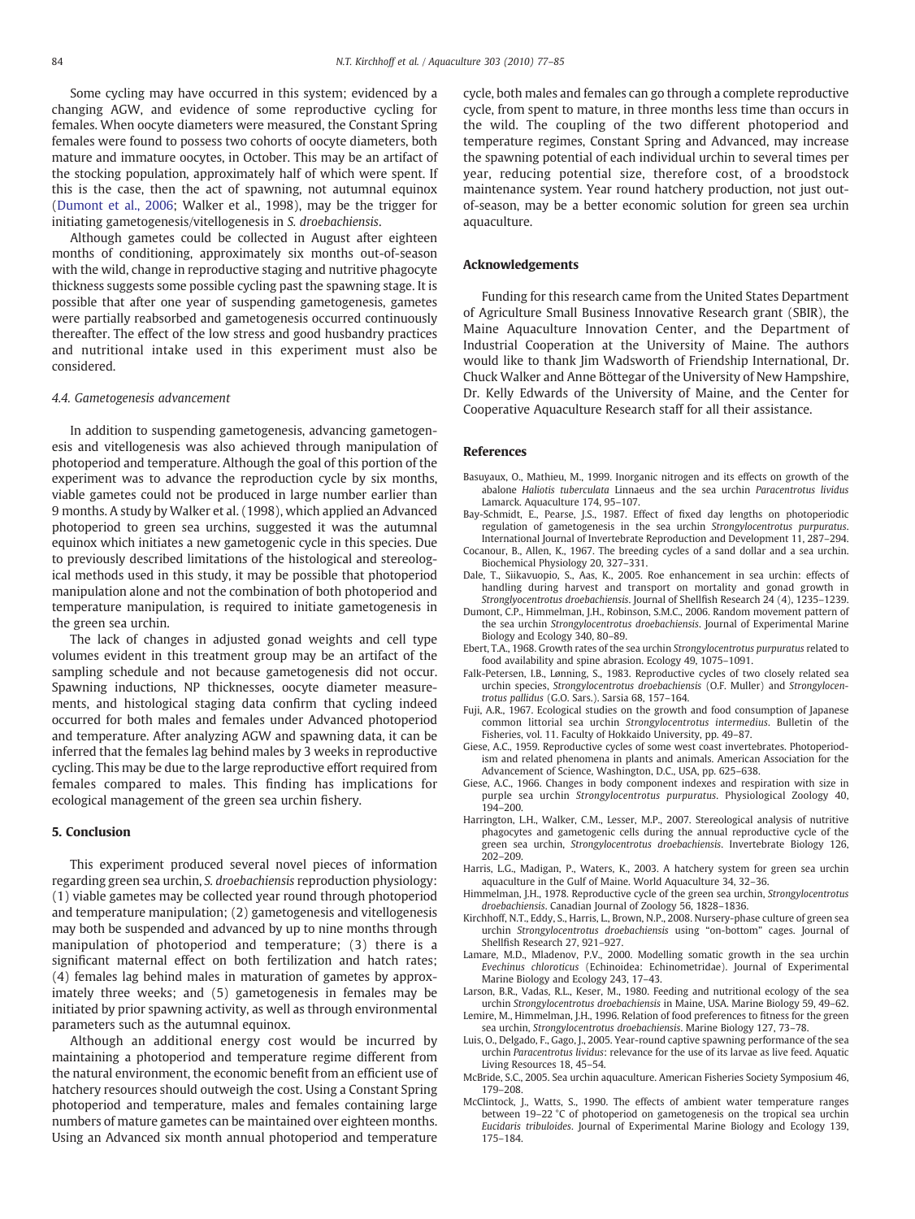Some cycling may have occurred in this system; evidenced by a changing AGW, and evidence of some reproductive cycling for females. When oocyte diameters were measured, the Constant Spring females were found to possess two cohorts of oocyte diameters, both mature and immature oocytes, in October. This may be an artifact of the stocking population, approximately half of which were spent. If this is the case, then the act of spawning, not autumnal equinox (Dumont et al., 2006; Walker et al., 1998), may be the trigger for initiating gametogenesis/vitellogenesis in *S. droebachiensis*.

Although gametes could be collected in August after eighteen months of conditioning, approximately six months out-of-season with the wild, change in reproductive staging and nutritive phagocyte thickness suggests some possible cycling past the spawning stage. It is possible that after one year of suspending gametogenesis, gametes were partially reabsorbed and gametogenesis occurred continuously thereafter. The effect of the low stress and good husbandry practices and nutritional intake used in this experiment must also be considered.

### 4.4. Gametogenesis advancement

In addition to suspending gametogenesis, advancing gametogenesis and vitellogenesis was also achieved through manipulation of photoperiod and temperature. Although the goal of this portion of the experiment was to advance the reproduction cycle by six months, viable gametes could not be produced in large number earlier than 9 months. A study by Walker et al. (1998), which applied an Advanced photoperiod to green sea urchins, suggested it was the autumnal equinox which initiates a new gametogenic cycle in this species. Due to previously described limitations of the histological and stereological methods used in this study, it may be possible that photoperiod manipulation alone and not the combination of both photoperiod and temperature manipulation, is required to initiate gametogenesis in the green sea urchin.

The lack of changes in adjusted gonad weights and cell type volumes evident in this treatment group may be an artifact of the sampling schedule and not because gametogenesis did not occur. Spawning inductions, NP thicknesses, oocyte diameter measurements, and histological staging data confirm that cycling indeed occurred for both males and females under Advanced photoperiod and temperature. After analyzing AGW and spawning data, it can be inferred that the females lag behind males by 3 weeks in reproductive cycling. This may be due to the large reproductive effort required from females compared to males. This finding has implications for ecological management of the green sea urchin fishery.

## 5. Conclusion

This experiment produced several novel pieces of information regarding green sea urchin, *S. droebachiensis* reproduction physiology: (1) viable gametes may be collected year round through photoperiod and temperature manipulation; (2) gametogenesis and vitellogenesis may both be suspended and advanced by up to nine months through manipulation of photoperiod and temperature; (3) there is a significant maternal effect on both fertilization and hatch rates; (4) females lag behind males in maturation of gametes by approximately three weeks; and (5) gametogenesis in females may be initiated by prior spawning activity, as well as through environmental parameters such as the autumnal equinox.

Although an additional energy cost would be incurred by maintaining a photoperiod and temperature regime different from the natural environment, the economic benefit from an efficient use of hatchery resources should outweigh the cost. Using a Constant Spring photoperiod and temperature, males and females containing large numbers of mature gametes can be maintained over eighteen months. Using an Advanced six month annual photoperiod and temperature cycle, both males and females can go through a complete reproductive cycle, from spent to mature, in three months less time than occurs in the wild. The coupling of the two different photoperiod and temperature regimes, Constant Spring and Advanced, may increase the spawning potential of each individual urchin to several times per year, reducing potential size, therefore cost, of a broodstock maintenance system. Year round hatchery production, not just out-of-season, may be a better economic solution for green sea urchin aquaculture.

## Acknowledgements

Funding for this research came from the United States Department of Agriculture Small Business Innovative Research grant (SBIR), the Maine Aquaculture Innovation Center, and the Department of Industrial Cooperation at the University of Maine. The authors would like to thank Jim Wadsworth of Friendship International, Dr. Chuck Walker and Anne Böttegar of the University of New Hampshire, Dr. Kelly Edwards of the University of Maine, and the Center for Cooperative Aquaculture Research staff for all their assistance.

## References

Basuyaux, O., Mathieu, M., 1999. Inorganic nitrogen and its effects on growth of the abalone *Haliotis tuberculata* Linnaeus and the sea urchin *Paracentrotus lividus* Lamarck. Aquaculture 174, 95–107.

Bay-Schmidt, E., Pearse, J.S., 1987. Effect of fixed day lengths on photoperiodic regulation of gametogenesis in the sea urchin *Strongylocentrotus purpuratus*. International Journal of Invertebrate Reproduction and Development 11, 287–294.

Cocanour, B., Allen, K., 1967. The breeding cycles of a sand dollar and a sea urchin. Biochemical Physiology 20, 327–331.

Dale, T., Siikavuopio, S., Aas, K., 2005. Roe enhancement in sea urchin: effects of handling during harvest and transport on mortality and gonad growth in *Stronglyocentrotus droebachiensis*. Journal of Shellfish Research 24 (4), 1235–1239.

Dumont, C.P., Himmelman, J.H., Robinson, S.M.C., 2006. Random movement pattern of the sea urchin *Strongylocentrotus droebachiensis*. Journal of Experimental Marine Biology and Ecology 340, 80–89.

Ebert, T.A., 1968. Growth rates of the sea urchin *Strongylocentrotus purpuratus* related to food availability and spine abrasion. Ecology 49, 1075–1091.

Falk-Petersen, I.B., Lønning, S., 1983. Reproductive cycles of two closely related sea urchin species, *Strongylocentrotus droebachiensis* (O.F. Muller) and *Strongylocentrotus pallidus* (G.O. Sars.). Sarsia 68, 157–164.

Fuji, A.R., 1967. Ecological studies on the growth and food consumption of Japanese common littorial sea urchin *Strongylocentrotus intermedius*. Bulletin of the Fisheries, vol. 11. Faculty of Hokkaido University, pp. 49–87.

Giese, A.C., 1959. Reproductive cycles of some west coast invertebrates. Photoperiodism and related phenomena in plants and animals. American Association for the Advancement of Science, Washington, D.C., USA, pp. 625–638.

Giese, A.C., 1966. Changes in body component indexes and respiration with size in purple sea urchin *Strongylocentrotus purpuratus*. Physiological Zoology 40, 194–200.

Harrington, L.H., Walker, C.M., Lesser, M.P., 2007. Stereological analysis of nutritive phagocytes and gametogenic cells during the annual reproductive cycle of the green sea urchin, *Strongylocentrotus droebachiensis*. Invertebrate Biology 126, 202–209.

Harris, L.G., Madigan, P., Waters, K., 2003. A hatchery system for green sea urchin aquaculture in the Gulf of Maine. World Aquaculture 34, 32–36.

Himmelman, J.H., 1978. Reproductive cycle of the green sea urchin, *Strongylocentrotus droebachiensis*. Canadian Journal of Zoology 56, 1828–1836.

Kirchhoff, N.T., Eddy, S., Harris, L., Brown, N.P., 2008. Nursery-phase culture of green sea urchin *Strongylocentrotus droebachiensis* using "on-bottom" cages. Journal of Shellfish Research 27, 921–927.

Lamare, M.D., Mladenov, P.V., 2000. Modelling somatic growth in the sea urchin *Evechinus chloroticus* (Echinoidea: Echinometridae). Journal of Experimental Marine Biology and Ecology 243, 17–43.

Larson, B.R., Vadas, R.L., Keser, M., 1980. Feeding and nutritional ecology of the sea urchin *Strongylocentrotus droebachiensis* in Maine, USA. Marine Biology 59, 49–62.

Lemire, M., Himmelman, J.H., 1996. Relation of food preferences to fitness for the green sea urchin, *Strongylocentrotus droebachiensis*. Marine Biology 127, 73–78.

Luis, O., Delgado, F., Gago, J., 2005. Year-round captive spawning performance of the sea urchin *Paracentrotus lividus*: relevance for the use of its larvae as live feed. Aquatic Living Resources 18, 45–54.

McBride, S.C., 2005. Sea urchin aquaculture. American Fisheries Society Symposium 46, 179–208.

McClintock, J., Watts, S., 1990. The effects of ambient water temperature ranges between 19–22 °C of photoperiod on gametogenesis on the tropical sea urchin *Eucidaris tribuloides*. Journal of Experimental Marine Biology and Ecology 139, 175–184.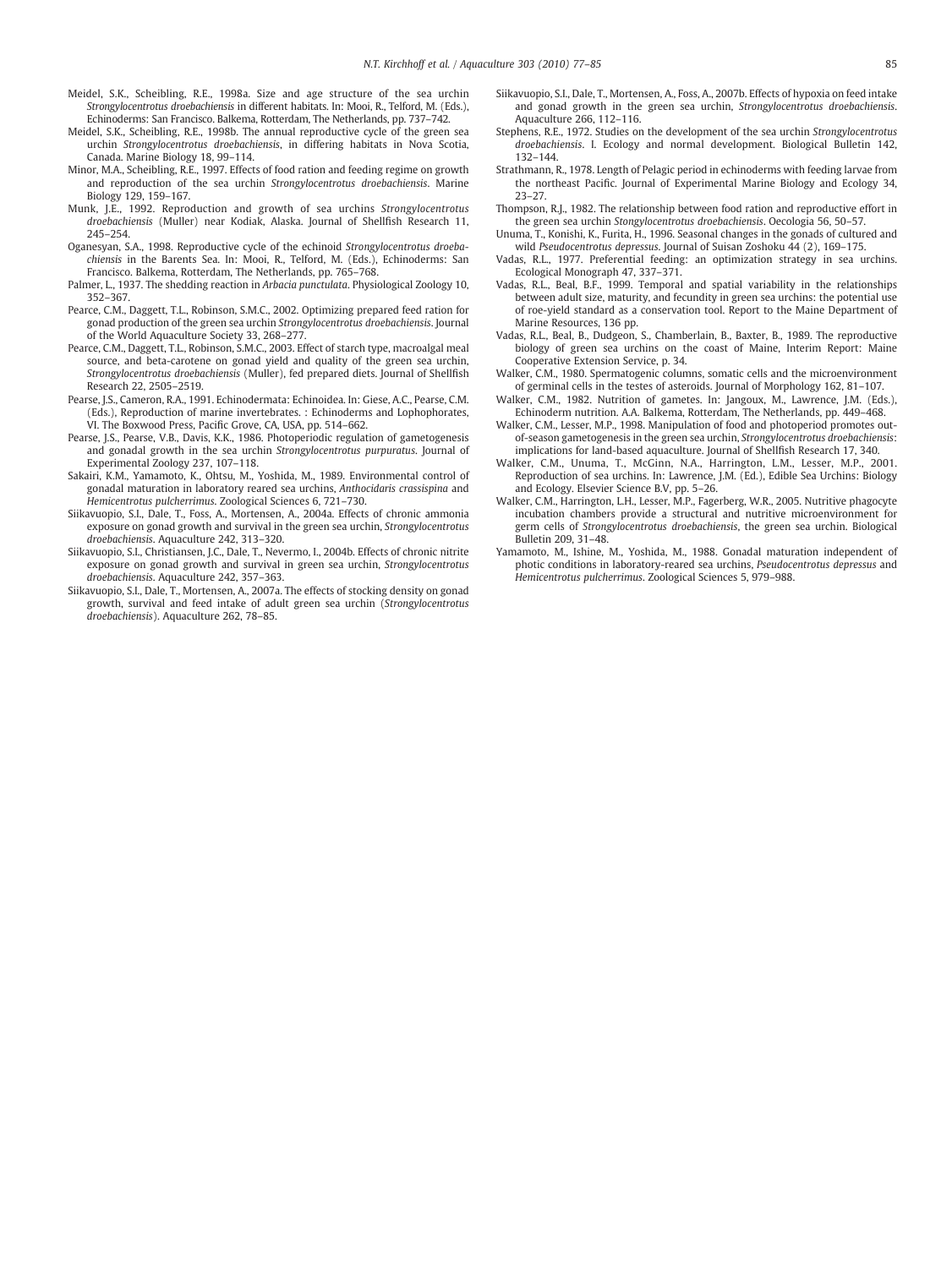Meidel, S.K., Scheibling, R.E., 1998a. Size and age structure of the sea urchin *Strongylocentrotus droebachiensis* in different habitats. In: Mooi, R., Telford, M. (Eds.), Echinoderms: San Francisco. Balkema, Rotterdam, The Netherlands, pp. 737–742.

Meidel, S.K., Scheibling, R.E., 1998b. The annual reproductive cycle of the green sea urchin *Strongylocentrotus droebachiensis*, in differing habitats in Nova Scotia, Canada. Marine Biology 18, 99–114.

Minor, M.A., Scheibling, R.E., 1997. Effects of food ration and feeding regime on growth and reproduction of the sea urchin *Strongylocentrotus droebachiensis*. Marine Biology 129, 159–167.

Munk, J.E., 1992. Reproduction and growth of sea urchins *Strongylocentrotus droebachiensis* (Muller) near Kodiak, Alaska. Journal of Shellfish Research 11, 245–254.

Oganesyan, S.A., 1998. Reproductive cycle of the echinoid *Strongylocentrotus droebachiensis* in the Barents Sea. In: Mooi, R., Telford, M. (Eds.), Echinoderms: San Francisco. Balkema, Rotterdam, The Netherlands, pp. 765–768.

Palmer, L., 1937. The shedding reaction in *Arbacia punctulata*. Physiological Zoology 10, 352–367.

Pearce, C.M., Daggett, T.L., Robinson, S.M.C., 2002. Optimizing prepared feed ration for gonad production of the green sea urchin *Strongylocentrotus droebachiensis*. Journal of the World Aquaculture Society 33, 268–277.

Pearce, C.M., Daggett, T.L., Robinson, S.M.C., 2003. Effect of starch type, macroalgal meal source, and beta-carotene on gonad yield and quality of the green sea urchin, *Strongylocentrotus droebachiensis* (Muller), fed prepared diets. Journal of Shellfish Research 22, 2505–2519.

Pearse, J.S., Cameron, R.A., 1991. Echinodermata: Echinoidea. In: Giese, A.C., Pearse, C.M. (Eds.), Reproduction of marine invertebrates. : Echinoderms and Lophophorates, VI. The Boxwood Press, Pacific Grove, CA, USA, pp. 514–662.

Pearse, J.S., Pearse, V.B., Davis, K.K., 1986. Photoperiodic regulation of gametogenesis and gonadal growth in the sea urchin *Strongylocentrotus purpuratus*. Journal of Experimental Zoology 237, 107–118.

Sakairi, K.M., Yamamoto, K., Ohtsu, M., Yoshida, M., 1989. Environmental control of gonadal maturation in laboratory reared sea urchins, *Anthocidaris crassispina* and *Hemicentrotus pulcherrimus*. Zoological Sciences 6, 721–730.

Siikavuopio, S.I., Dale, T., Foss, A., Mortensen, A., 2004a. Effects of chronic ammonia exposure on gonad growth and survival in the green sea urchin, *Strongylocentrotus droebachiensis*. Aquaculture 242, 313–320.

Siikavuopio, S.I., Christiansen, J.C., Dale, T., Nevermo, I., 2004b. Effects of chronic nitrite exposure on gonad growth and survival in green sea urchin, *Strongylocentrotus droebachiensis*. Aquaculture 242, 357–363.

Siikavuopio, S.I., Dale, T., Mortensen, A., 2007a. The effects of stocking density on gonad growth, survival and feed intake of adult green sea urchin (*Strongylocentrotus droebachiensis*). Aquaculture 262, 78–85.

Siikavuopio, S.I., Dale, T., Mortensen, A., Foss, A., 2007b. Effects of hypoxia on feed intake and gonad growth in the green sea urchin, *Strongylocentrotus droebachiensis*. Aquaculture 266, 112–116.

Stephens, R.E., 1972. Studies on the development of the sea urchin *Strongylocentrotus droebachiensis*. I. Ecology and normal development. Biological Bulletin 142, 132–144.

Strathmann, R., 1978. Length of Pelagic period in echinoderms with feeding larvae from the northeast Pacific. Journal of Experimental Marine Biology and Ecology 34, 23–27.

Thompson, R.J., 1982. The relationship between food ration and reproductive effort in the green sea urchin *Stongylocentrotus droebachiensis*. Oecologia 56, 50–57.

Unuma, T., Konishi, K., Furita, H., 1996. Seasonal changes in the gonads of cultured and wild *Pseudocentrotus depressus*. Journal of Suisan Zoshoku 44 (2), 169–175.

Vadas, R.L., 1977. Preferential feeding: an optimization strategy in sea urchins. Ecological Monograph 47, 337–371.

Vadas, R.L., Beal, B.F., 1999. Temporal and spatial variability in the relationships between adult size, maturity, and fecundity in green sea urchins: the potential use of roe-yield standard as a conservation tool. Report to the Maine Department of Marine Resources, 136 pp.

Vadas, R.L., Beal, B., Dudgeon, S., Chamberlain, B., Baxter, B., 1989. The reproductive biology of green sea urchins on the coast of Maine, Interim Report: Maine Cooperative Extension Service, p. 34.

Walker, C.M., 1980. Spermatogenic columns, somatic cells and the microenvironment of germinal cells in the testes of asteroids. Journal of Morphology 162, 81–107.

Walker, C.M., 1982. Nutrition of gametes. In: Jangoux, M., Lawrence, J.M. (Eds.), Echinoderm nutrition. A.A. Balkema, Rotterdam, The Netherlands, pp. 449–468.

Walker, C.M., Lesser, M.P., 1998. Manipulation of food and photoperiod promotes out-of-season gametogenesis in the green sea urchin, *Strongylocentrotus droebachiensis*: implications for land-based aquaculture. Journal of Shellfish Research 17, 340.

Walker, C.M., Unuma, T., McGinn, N.A., Harrington, L.M., Lesser, M.P., 2001. Reproduction of sea urchins. In: Lawrence, J.M. (Ed.), Edible Sea Urchins: Biology and Ecology. Elsevier Science B.V, pp. 5–26.

Walker, C.M., Harrington, L.H., Lesser, M.P., Fagerberg, W.R., 2005. Nutritive phagocyte incubation chambers provide a structural and nutritive microenvironment for germ cells of *Strongylocentrotus droebachiensis*, the green sea urchin. Biological Bulletin 209, 31–48.

Yamamoto, M., Ishine, M., Yoshida, M., 1988. Gonadal maturation independent of photic conditions in laboratory-reared sea urchins, *Pseudocentrotus depressus* and *Hemicentrotus pulcherrimus*. Zoological Sciences 5, 979–988.